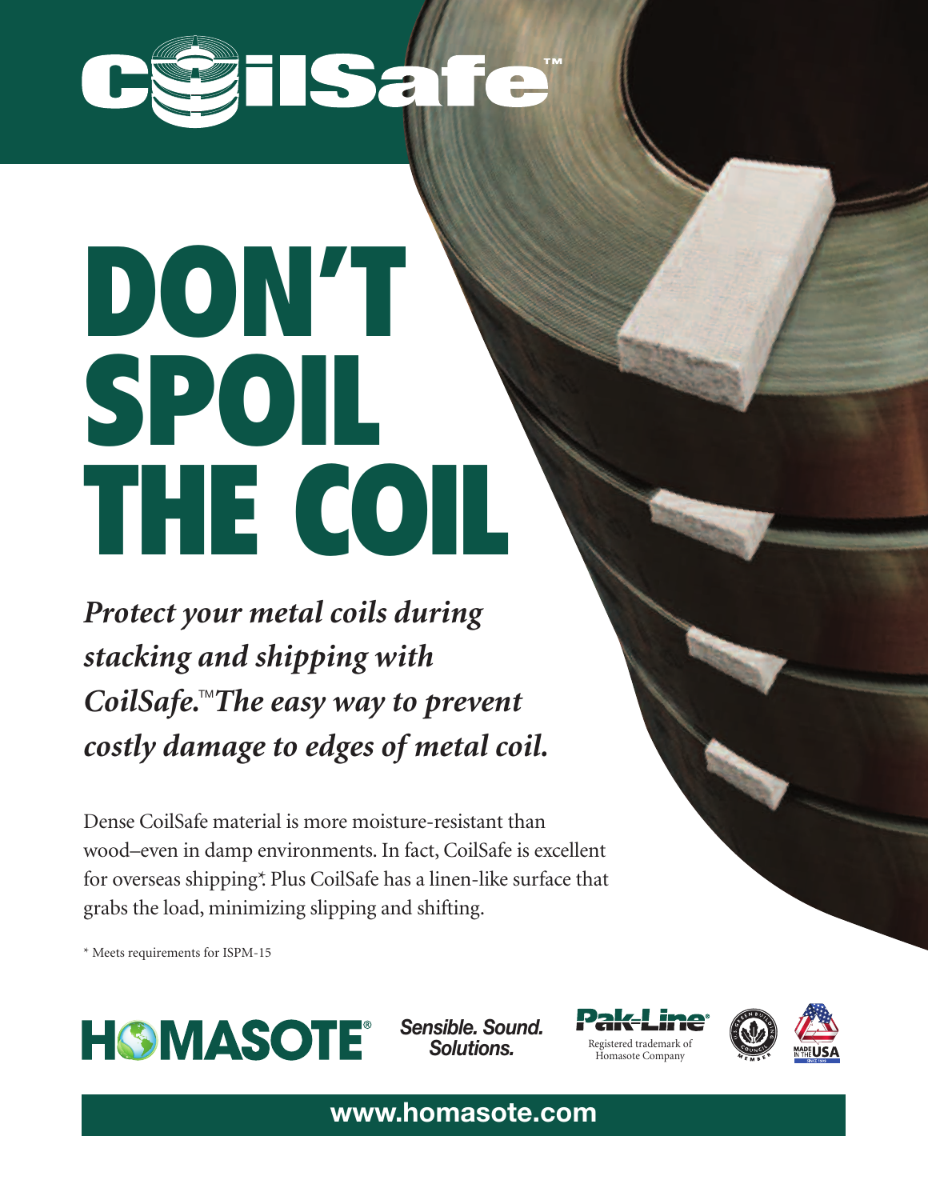# CoilSafe™

# DON'T SPOIL THE COIL

***Protect your metal coils during stacking and shipping with CoilSafe.™ The easy way to prevent costly damage to edges of metal coil.***

Dense CoilSafe material is more moisture-resistant than wood–even in damp environments. In fact, CoilSafe is excellent for overseas shipping*. Plus CoilSafe has a linen-like surface that grabs the load, minimizing slipping and shifting.

* Meets requirements for ISPM-15

HOMASOTE® ***Sensible. Sound. Solutions.***

Pak-Line® Registered trademark of Homasote Company

MADE IN THE USA

**www.homasote.com**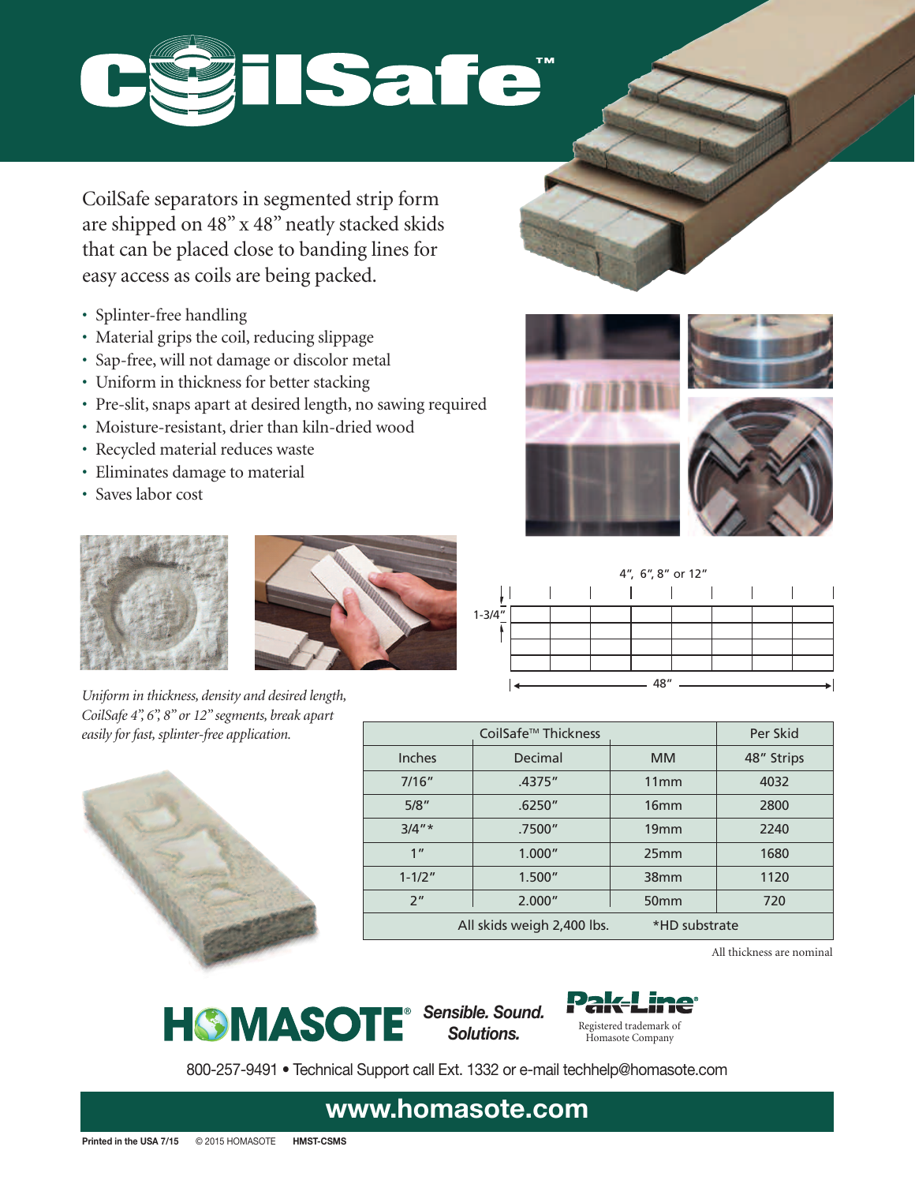# CoilSafe™

CoilSafe separators in segmented strip form are shipped on 48" x 48" neatly stacked skids that can be placed close to banding lines for easy access as coils are being packed.

- Splinter-free handling
- Material grips the coil, reducing slippage
- Sap-free, will not damage or discolor metal
- Uniform in thickness for better stacking
- Pre-slit, snaps apart at desired length, no sawing required
- Moisture-resistant, drier than kiln-dried wood
- Recycled material reduces waste
- Eliminates damage to material
- Saves labor cost

*Uniform in thickness, density and desired length, CoilSafe 4", 6", 8" or 12" segments, break apart easily for fast, splinter-free application.*

4", 6", 8" or 12"

1-3/4"

48"

| CoilSafe™ Thickness | | | Per Skid |
|---|---|---|---|
| Inches | Decimal | MM | 48" Strips |
| 7/16" | .4375" | 11mm | 4032 |
| 5/8" | .6250" | 16mm | 2800 |
| 3/4"* | .7500" | 19mm | 2240 |
| 1" | 1.000" | 25mm | 1680 |
| 1-1/2" | 1.500" | 38mm | 1120 |
| 2" | 2.000" | 50mm | 720 |
| All skids weigh 2,400 lbs. | | *HD substrate | |

All thickness are nominal

HOMASOTE® *Sensible. Sound. Solutions.*

Pak-Line® Registered trademark of Homasote Company

800-257-9491 • Technical Support call Ext. 1332 or e-mail techhelp@homasote.com

**www.homasote.com**

Printed in the USA 7/15 © 2015 HOMASOTE HMST-CSMS